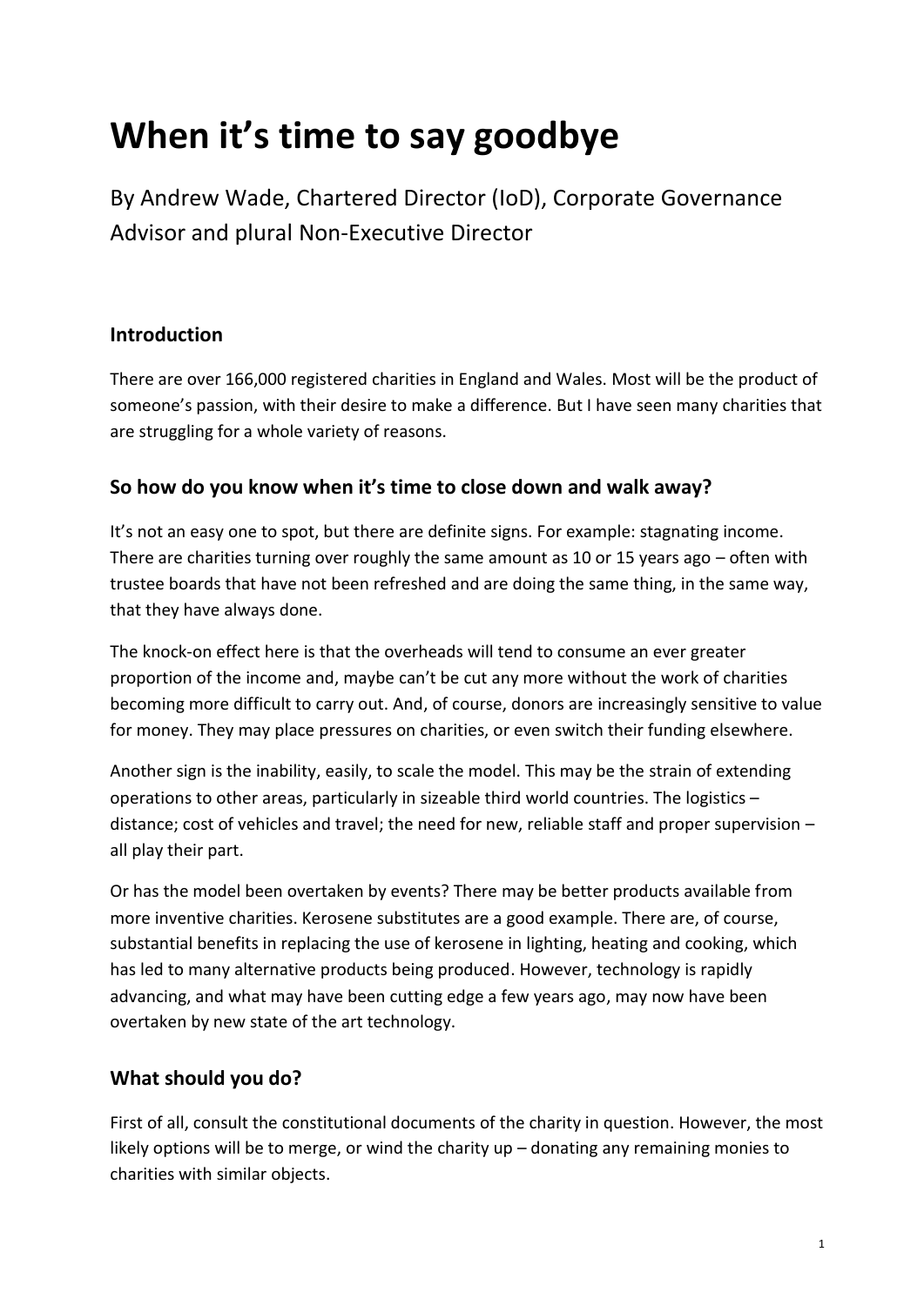# When it's time to say goodbye

By Andrew Wade, Chartered Director (IoD), Corporate Governance Advisor and plural Non-Executive Director

## Introduction

There are over 166,000 registered charities in England and Wales. Most will be the product of someone's passion, with their desire to make a difference. But I have seen many charities that are struggling for a whole variety of reasons.

## So how do you know when it's time to close down and walk away?

It's not an easy one to spot, but there are definite signs. For example: stagnating income. There are charities turning over roughly the same amount as 10 or 15 years ago – often with trustee boards that have not been refreshed and are doing the same thing, in the same way, that they have always done.

The knock-on effect here is that the overheads will tend to consume an ever greater proportion of the income and, maybe can't be cut any more without the work of charities becoming more difficult to carry out. And, of course, donors are increasingly sensitive to value for money. They may place pressures on charities, or even switch their funding elsewhere.

Another sign is the inability, easily, to scale the model. This may be the strain of extending operations to other areas, particularly in sizeable third world countries. The logistics – distance; cost of vehicles and travel; the need for new, reliable staff and proper supervision – all play their part.

Or has the model been overtaken by events? There may be better products available from more inventive charities. Kerosene substitutes are a good example. There are, of course, substantial benefits in replacing the use of kerosene in lighting, heating and cooking, which has led to many alternative products being produced. However, technology is rapidly advancing, and what may have been cutting edge a few years ago, may now have been overtaken by new state of the art technology.

## What should you do?

First of all, consult the constitutional documents of the charity in question. However, the most likely options will be to merge, or wind the charity up – donating any remaining monies to charities with similar objects.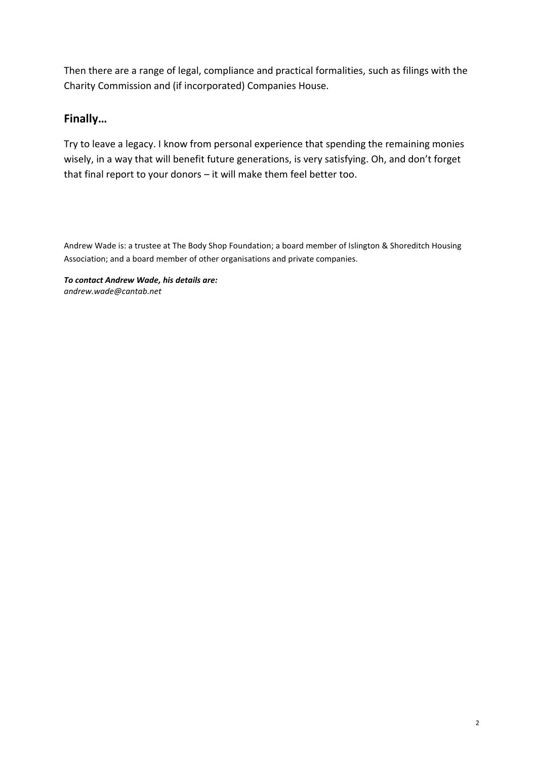Then there are a range of legal, compliance and practical formalities, such as filings with the Charity Commission and (if incorporated) Companies House.

## Finally…

Try to leave a legacy. I know from personal experience that spending the remaining monies wisely, in a way that will benefit future generations, is very satisfying. Oh, and don't forget that final report to your donors – it will make them feel better too.

Andrew Wade is: a trustee at The Body Shop Foundation; a board member of Islington & Shoreditch Housing Association; and a board member of other organisations and private companies.

***To contact Andrew Wade, his details are:***
*andrew.wade@cantab.net*